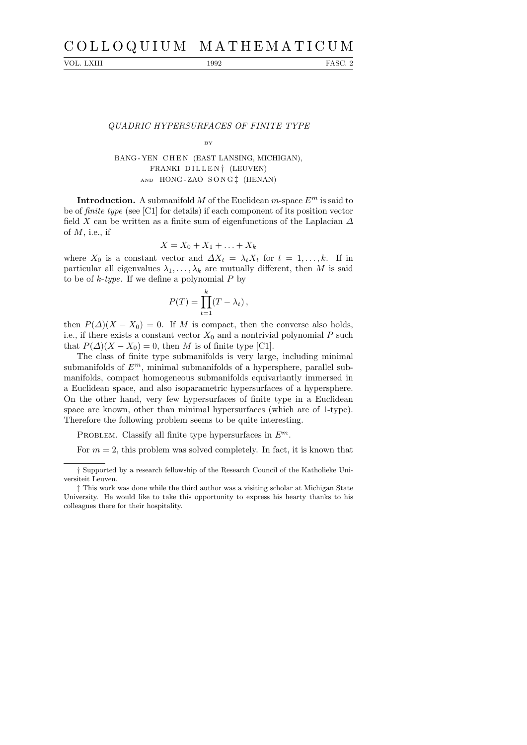# QUADRIC HYPERSURFACES OF FINITE TYPE

BY

BANG-YEN CHEN (EAST LANSING, MICHIGAN),
FRANKI DILLEN† (LEUVEN)
AND HONG-ZAO SONG‡ (HENAN)

**Introduction.** A submanifold $M$ of the Euclidean $m$-space $E^m$ is said to be of *finite type* (see [C1] for details) if each component of its position vector field $X$ can be written as a finite sum of eigenfunctions of the Laplacian $\Delta$ of $M$, i.e., if

$$X = X_0 + X_1 + \ldots + X_k$$

where $X_0$ is a constant vector and $\Delta X_t = \lambda_t X_t$ for $t = 1, \ldots, k$. If in particular all eigenvalues $\lambda_1, \ldots, \lambda_k$ are mutually different, then $M$ is said to be of *$k$-type*. If we define a polynomial $P$ by

$$P(T) = \prod_{t=1}^{k} (T - \lambda_t),$$

then $P(\Delta)(X - X_0) = 0$. If $M$ is compact, then the converse also holds, i.e., if there exists a constant vector $X_0$ and a nontrivial polynomial $P$ such that $P(\Delta)(X - X_0) = 0$, then $M$ is of finite type [C1].

The class of finite type submanifolds is very large, including minimal submanifolds of $E^m$, minimal submanifolds of a hypersphere, parallel submanifolds, compact homogeneous submanifolds equivariantly immersed in a Euclidean space, and also isoparametric hypersurfaces of a hypersphere. On the other hand, very few hypersurfaces of finite type in a Euclidean space are known, other than minimal hypersurfaces (which are of 1-type). Therefore the following problem seems to be quite interesting.

PROBLEM. Classify all finite type hypersurfaces in $E^m$.

For $m = 2$, this problem was solved completely. In fact, it is known that

---

† Supported by a research fellowship of the Research Council of the Katholieke Universiteit Leuven.

‡ This work was done while the third author was a visiting scholar at Michigan State University. He would like to take this opportunity to express his hearty thanks to his colleagues there for their hospitality.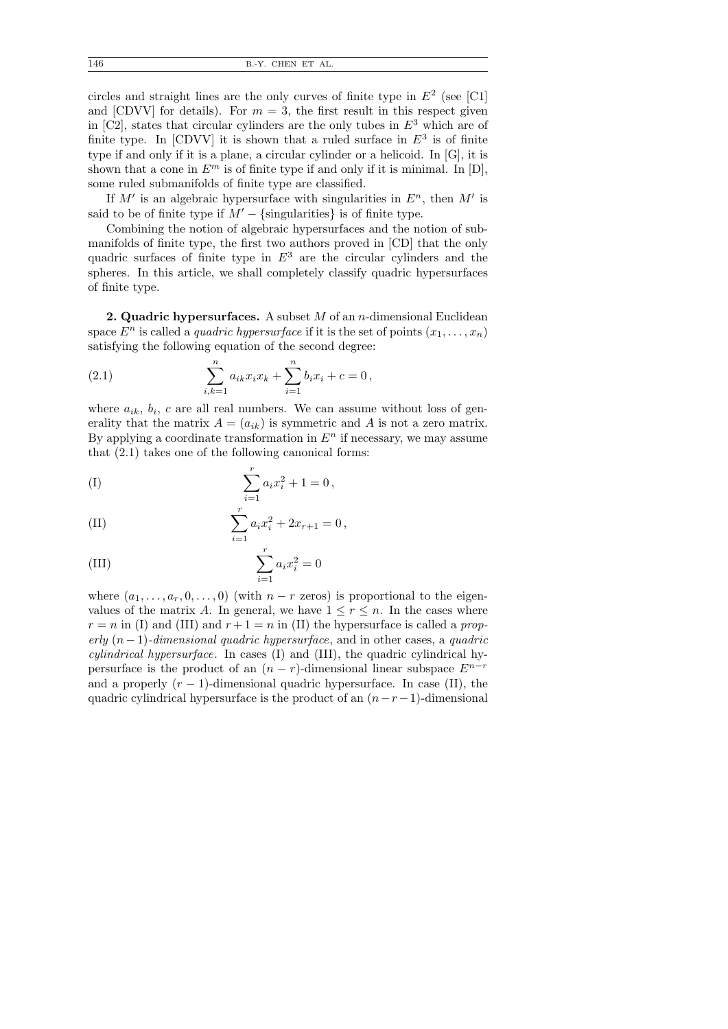circles and straight lines are the only curves of finite type in $E^2$ (see [C1] and [CDVV] for details). For $m = 3$, the first result in this respect given in [C2], states that circular cylinders are the only tubes in $E^3$ which are of finite type. In [CDVV] it is shown that a ruled surface in $E^3$ is of finite type if and only if it is a plane, a circular cylinder or a helicoid. In [G], it is shown that a cone in $E^m$ is of finite type if and only if it is minimal. In [D], some ruled submanifolds of finite type are classified.

If $M'$ is an algebraic hypersurface with singularities in $E^n$, then $M'$ is said to be of finite type if $M' - \{\text{singularities}\}$ is of finite type.

Combining the notion of algebraic hypersurfaces and the notion of submanifolds of finite type, the first two authors proved in [CD] that the only quadric surfaces of finite type in $E^3$ are the circular cylinders and the spheres. In this article, we shall completely classify quadric hypersurfaces of finite type.

**2. Quadric hypersurfaces.** A subset $M$ of an $n$-dimensional Euclidean space $E^n$ is called a *quadric hypersurface* if it is the set of points $(x_1, \ldots, x_n)$ satisfying the following equation of the second degree:

$$\sum_{i,k=1}^{n} a_{ik} x_i x_k + \sum_{i=1}^{n} b_i x_i + c = 0\,, \tag{2.1}$$

where $a_{ik}$, $b_i$, $c$ are all real numbers. We can assume without loss of generality that the matrix $A = (a_{ik})$ is symmetric and $A$ is not a zero matrix. By applying a coordinate transformation in $E^n$ if necessary, we may assume that (2.1) takes one of the following canonical forms:

$$\sum_{i=1}^{r} a_i x_i^2 + 1 = 0\,, \tag{I}$$

$$\sum_{i=1}^{r} a_i x_i^2 + 2x_{r+1} = 0\,, \tag{II}$$

$$\sum_{i=1}^{r} a_i x_i^2 = 0 \tag{III}$$

where $(a_1, \ldots, a_r, 0, \ldots, 0)$ (with $n - r$ zeros) is proportional to the eigenvalues of the matrix $A$. In general, we have $1 \leq r \leq n$. In the cases where $r = n$ in (I) and (III) and $r + 1 = n$ in (II) the hypersurface is called a *properly* $(n-1)$*-dimensional quadric hypersurface*, and in other cases, a *quadric cylindrical hypersurface*. In cases (I) and (III), the quadric cylindrical hypersurface is the product of an $(n - r)$-dimensional linear subspace $E^{n-r}$ and a properly $(r - 1)$-dimensional quadric hypersurface. In case (II), the quadric cylindrical hypersurface is the product of an $(n-r-1)$-dimensional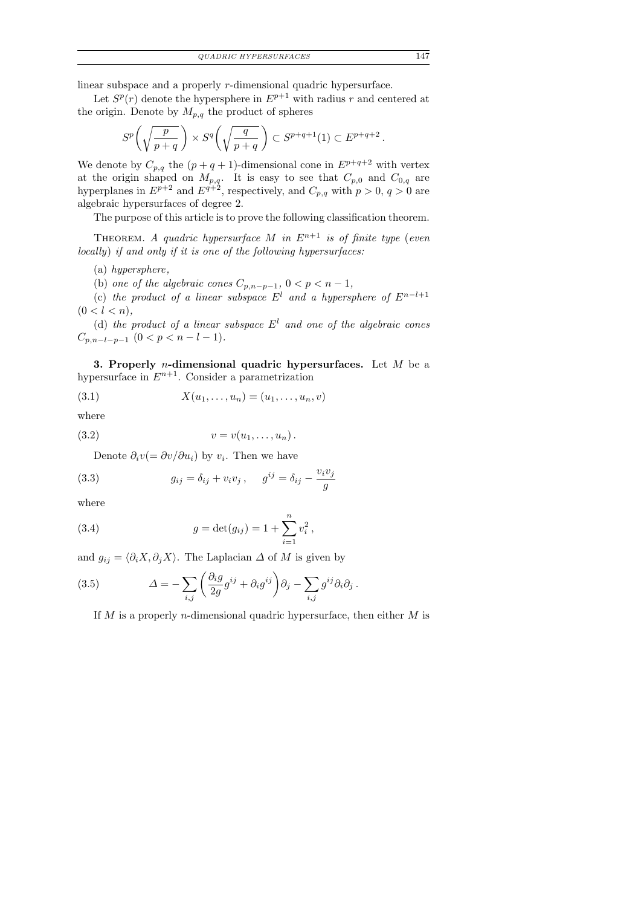linear subspace and a properly $r$-dimensional quadric hypersurface.

Let $S^p(r)$ denote the hypersphere in $E^{p+1}$ with radius $r$ and centered at the origin. Denote by $M_{p,q}$ the product of spheres

$$S^p\left(\sqrt{\frac{p}{p+q}}\right) \times S^q\left(\sqrt{\frac{q}{p+q}}\right) \subset S^{p+q+1}(1) \subset E^{p+q+2}\,.$$

We denote by $C_{p,q}$ the $(p+q+1)$-dimensional cone in $E^{p+q+2}$ with vertex at the origin shaped on $M_{p,q}$. It is easy to see that $C_{p,0}$ and $C_{0,q}$ are hyperplanes in $E^{p+2}$ and $E^{q+2}$, respectively, and $C_{p,q}$ with $p > 0$, $q > 0$ are algebraic hypersurfaces of degree 2.

The purpose of this article is to prove the following classification theorem.

Theorem. *A quadric hypersurface $M$ in $E^{n+1}$ is of finite type* (*even locally*) *if and only if it is one of the following hypersurfaces:*

(a) *hypersphere,*

(b) *one of the algebraic cones $C_{p,n-p-1}$, $0 < p < n-1$,*

(c) *the product of a linear subspace $E^l$ and a hypersphere of $E^{n-l+1}$* $(0 < l < n)$,

(d) *the product of a linear subspace $E^l$ and one of the algebraic cones $C_{p,n-l-p-1}$* $(0 < p < n-l-1)$.

**3. Properly $n$-dimensional quadric hypersurfaces.** Let $M$ be a hypersurface in $E^{n+1}$. Consider a parametrization

$$X(u_1, \ldots, u_n) = (u_1, \ldots, u_n, v) \tag{3.1}$$

where

$$v = v(u_1, \ldots, u_n)\,. \tag{3.2}$$

Denote $\partial_i v (= \partial v/\partial u_i)$ by $v_i$. Then we have

$$g_{ij} = \delta_{ij} + v_i v_j\,, \qquad g^{ij} = \delta_{ij} - \frac{v_i v_j}{g} \tag{3.3}$$

where

$$g = \det(g_{ij}) = 1 + \sum_{i=1}^{n} v_i^2\,, \tag{3.4}$$

and $g_{ij} = \langle \partial_i X, \partial_j X\rangle$. The Laplacian $\Delta$ of $M$ is given by

$$\Delta = -\sum_{i,j}\left(\frac{\partial_i g}{2g} g^{ij} + \partial_i g^{ij}\right)\partial_j - \sum_{i,j} g^{ij}\partial_i\partial_j\,. \tag{3.5}$$

If $M$ is a properly $n$-dimensional quadric hypersurface, then either $M$ is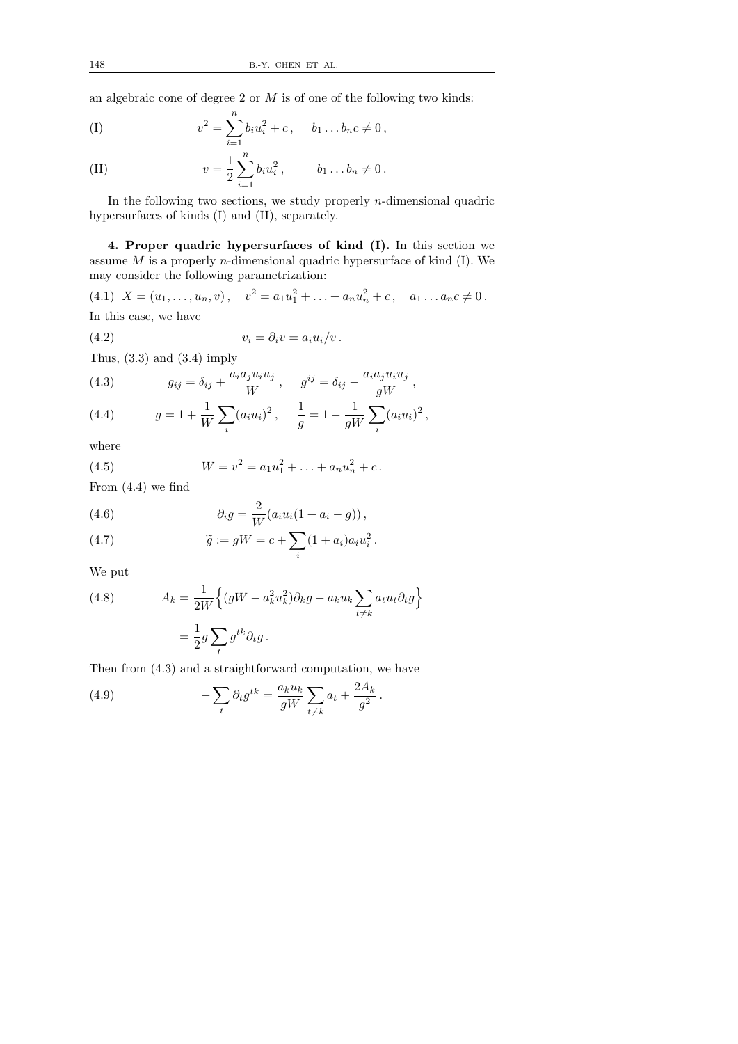an algebraic cone of degree 2 or $M$ is of one of the following two kinds:

$$\text{(I)} \qquad v^2 = \sum_{i=1}^{n} b_i u_i^2 + c\,, \quad b_1 \dots b_n c \neq 0\,,$$

$$\text{(II)} \qquad v = \frac{1}{2}\sum_{i=1}^{n} b_i u_i^2\,, \qquad b_1 \dots b_n \neq 0\,.$$

In the following two sections, we study properly $n$-dimensional quadric hypersurfaces of kinds (I) and (II), separately.

**4. Proper quadric hypersurfaces of kind (I).** In this section we assume $M$ is a properly $n$-dimensional quadric hypersurface of kind (I). We may consider the following parametrization:

$$(4.1) \quad X = (u_1, \dots, u_n, v)\,, \quad v^2 = a_1 u_1^2 + \dots + a_n u_n^2 + c\,, \quad a_1 \dots a_n c \neq 0\,.$$

In this case, we have

$$(4.2) \qquad v_i = \partial_i v = a_i u_i / v\,.$$

Thus, (3.3) and (3.4) imply

$$(4.3) \qquad g_{ij} = \delta_{ij} + \frac{a_i a_j u_i u_j}{W}\,, \quad g^{ij} = \delta_{ij} - \frac{a_i a_j u_i u_j}{gW}\,,$$

$$(4.4) \qquad g = 1 + \frac{1}{W}\sum_i (a_i u_i)^2\,, \quad \frac{1}{g} = 1 - \frac{1}{gW}\sum_i (a_i u_i)^2\,,$$

where

$$(4.5) \qquad W = v^2 = a_1 u_1^2 + \dots + a_n u_n^2 + c\,.$$

From (4.4) we find

$$(4.6) \qquad \partial_i g = \frac{2}{W}(a_i u_i (1 + a_i - g))\,,$$

$$(4.7) \qquad \widetilde{g} := gW = c + \sum_i (1 + a_i) a_i u_i^2\,.$$

We put

$$(4.8) \qquad A_k = \frac{1}{2W}\Big\{(gW - a_k^2 u_k^2)\partial_k g - a_k u_k \sum_{t \neq k} a_t u_t \partial_t g\Big\}$$
$$= \frac{1}{2} g \sum_t g^{tk} \partial_t g\,.$$

Then from (4.3) and a straightforward computation, we have

$$(4.9) \qquad -\sum_t \partial_t g^{tk} = \frac{a_k u_k}{gW}\sum_{t \neq k} a_t + \frac{2A_k}{g^2}\,.$$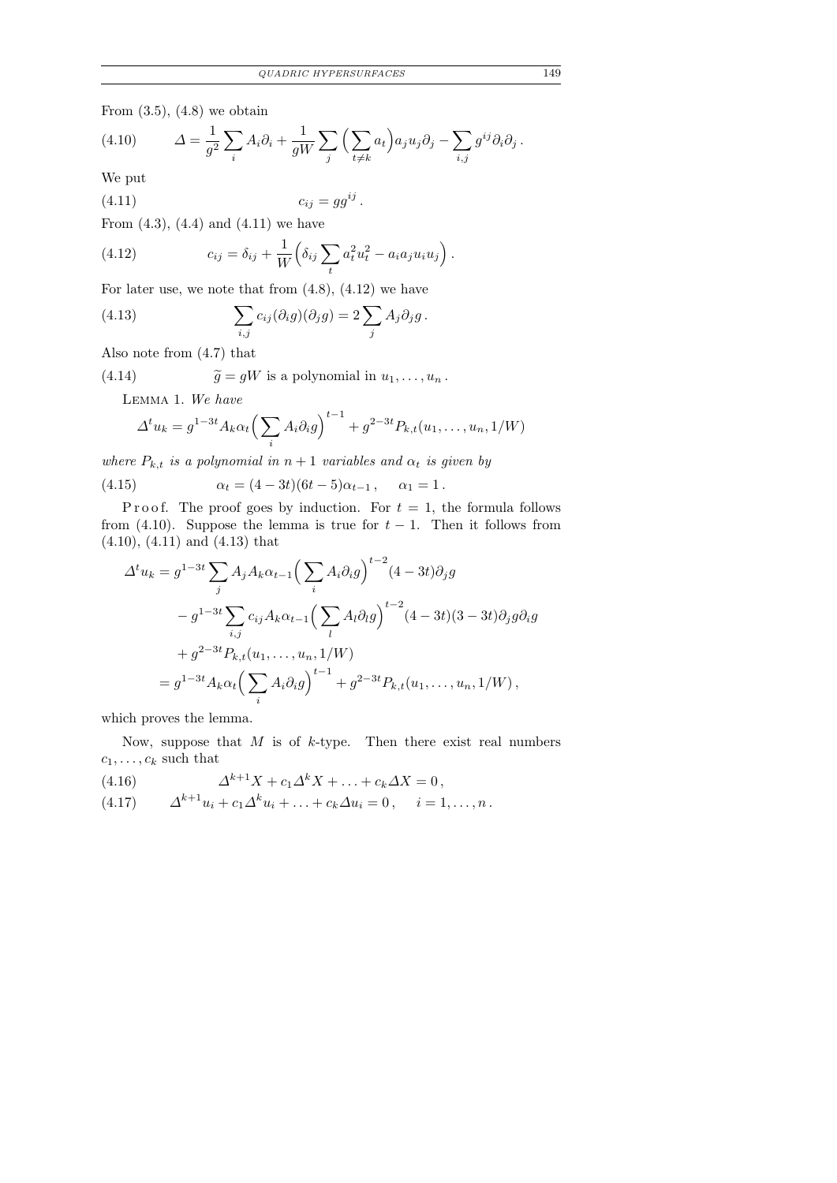From (3.5), (4.8) we obtain

$$\Delta = \frac{1}{g^2}\sum_i A_i\partial_i + \frac{1}{gW}\sum_j \Big(\sum_{t\neq k} a_t\Big) a_j u_j \partial_j - \sum_{i,j} g^{ij}\partial_i\partial_j \,. \tag{4.10}$$

We put

$$c_{ij} = g g^{ij}\,. \tag{4.11}$$

From (4.3), (4.4) and (4.11) we have

$$c_{ij} = \delta_{ij} + \frac{1}{W}\Big(\delta_{ij}\sum_t a_t^2 u_t^2 - a_i a_j u_i u_j\Big)\,. \tag{4.12}$$

For later use, we note that from (4.8), (4.12) we have

$$\sum_{i,j} c_{ij}(\partial_i g)(\partial_j g) = 2\sum_j A_j \partial_j g\,. \tag{4.13}$$

Also note from (4.7) that

$$\widetilde{g} = gW \text{ is a polynomial in } u_1,\ldots,u_n\,. \tag{4.14}$$

Lemma 1. *We have*

$$\Delta^t u_k = g^{1-3t} A_k \alpha_t \Big(\sum_i A_i \partial_i g\Big)^{t-1} + g^{2-3t} P_{k,t}(u_1,\ldots,u_n,1/W)$$

*where $P_{k,t}$ is a polynomial in $n+1$ variables and $\alpha_t$ is given by*

$$\alpha_t = (4-3t)(6t-5)\alpha_{t-1}\,,\qquad \alpha_1 = 1\,. \tag{4.15}$$

Proof. The proof goes by induction. For $t = 1$, the formula follows from (4.10). Suppose the lemma is true for $t-1$. Then it follows from (4.10), (4.11) and (4.13) that

$$\begin{aligned}
\Delta^t u_k &= g^{1-3t}\sum_j A_j A_k \alpha_{t-1}\Big(\sum_i A_i\partial_i g\Big)^{t-2}(4-3t)\partial_j g \\
&\quad - g^{1-3t}\sum_{i,j} c_{ij} A_k \alpha_{t-1}\Big(\sum_l A_l \partial_l g\Big)^{t-2}(4-3t)(3-3t)\partial_j g\,\partial_i g \\
&\quad + g^{2-3t} P_{k,t}(u_1,\ldots,u_n,1/W) \\
&= g^{1-3t} A_k \alpha_t \Big(\sum_i A_i \partial_i g\Big)^{t-1} + g^{2-3t} P_{k,t}(u_1,\ldots,u_n,1/W)\,,
\end{aligned}$$

which proves the lemma.

Now, suppose that $M$ is of $k$-type. Then there exist real numbers $c_1,\ldots,c_k$ such that

$$\Delta^{k+1}X + c_1\Delta^k X + \ldots + c_k \Delta X = 0\,, \tag{4.16}$$

$$\Delta^{k+1}u_i + c_1\Delta^k u_i + \ldots + c_k\Delta u_i = 0\,,\qquad i = 1,\ldots,n\,. \tag{4.17}$$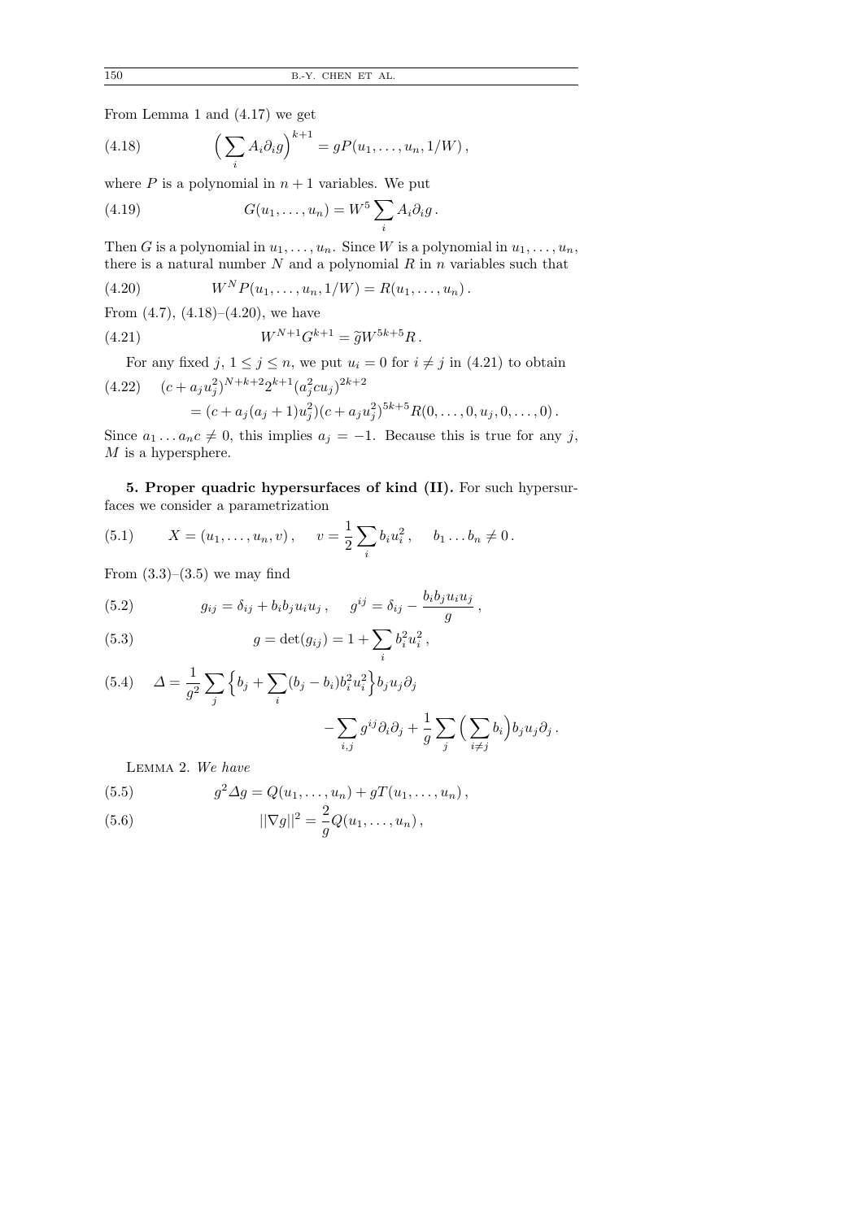From Lemma 1 and (4.17) we get

$$\Big(\sum_i A_i \partial_i g\Big)^{k+1} = gP(u_1, \dots, u_n, 1/W)\,, \tag{4.18}$$

where $P$ is a polynomial in $n+1$ variables. We put

$$G(u_1, \dots, u_n) = W^5 \sum_i A_i \partial_i g\,. \tag{4.19}$$

Then $G$ is a polynomial in $u_1, \dots, u_n$. Since $W$ is a polynomial in $u_1, \dots, u_n$, there is a natural number $N$ and a polynomial $R$ in $n$ variables such that

$$W^N P(u_1, \dots, u_n, 1/W) = R(u_1, \dots, u_n)\,. \tag{4.20}$$

From (4.7), (4.18)–(4.20), we have

$$W^{N+1} G^{k+1} = \widetilde{g} W^{5k+5} R\,. \tag{4.21}$$

For any fixed $j$, $1 \le j \le n$, we put $u_i = 0$ for $i \ne j$ in (4.21) to obtain

$$\begin{aligned}(c + a_j u_j^2)^{N+k+2} 2^{k+1} (a_j^2 c u_j)^{2k+2} \\ = (c + a_j(a_j+1)u_j^2)(c + a_j u_j^2)^{5k+5} R(0, \dots, 0, u_j, 0, \dots, 0)\,.\end{aligned} \tag{4.22}$$

Since $a_1 \dots a_n c \ne 0$, this implies $a_j = -1$. Because this is true for any $j$, $M$ is a hypersphere.

**5. Proper quadric hypersurfaces of kind (II).** For such hypersurfaces we consider a parametrization

$$X = (u_1, \dots, u_n, v)\,, \quad v = \frac{1}{2} \sum_i b_i u_i^2\,, \quad b_1 \dots b_n \ne 0\,. \tag{5.1}$$

From (3.3)–(3.5) we may find

$$g_{ij} = \delta_{ij} + b_i b_j u_i u_j\,, \quad g^{ij} = \delta_{ij} - \frac{b_i b_j u_i u_j}{g}\,, \tag{5.2}$$

$$g = \det(g_{ij}) = 1 + \sum_i b_i^2 u_i^2\,, \tag{5.3}$$

$$\begin{aligned}\Delta = \frac{1}{g^2} \sum_j \Big\{ b_j + \sum_i (b_j - b_i) b_i^2 u_i^2 \Big\} b_j u_j \partial_j \\ - \sum_{i,j} g^{ij} \partial_i \partial_j + \frac{1}{g} \sum_j \Big( \sum_{i \ne j} b_i \Big) b_j u_j \partial_j\,.\end{aligned} \tag{5.4}$$

LEMMA 2. *We have*

$$g^2 \Delta g = Q(u_1, \dots, u_n) + gT(u_1, \dots, u_n)\,, \tag{5.5}$$

$$||\nabla g||^2 = \frac{2}{g} Q(u_1, \dots, u_n)\,, \tag{5.6}$$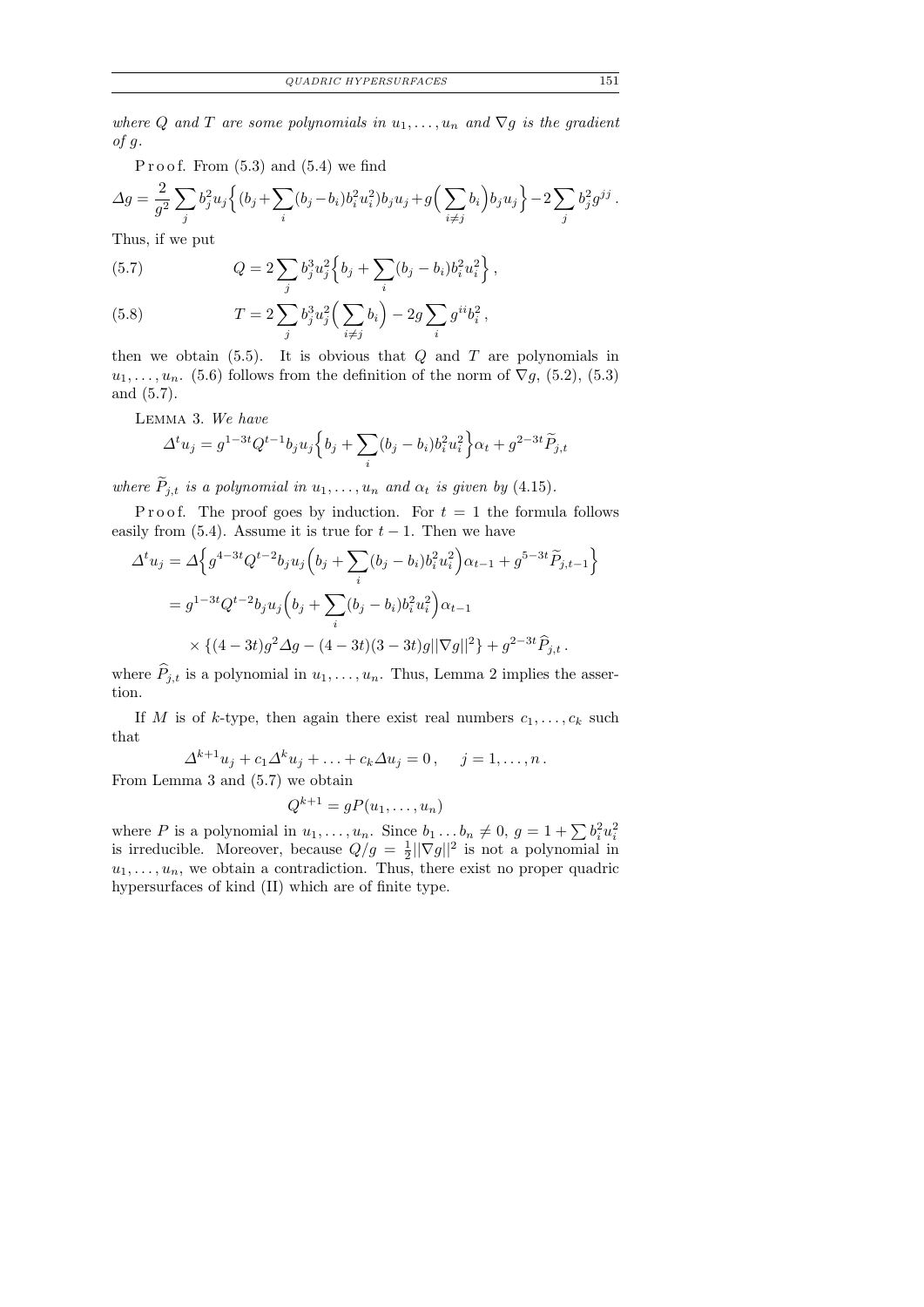*where $Q$ and $T$ are some polynomials in $u_1, \ldots, u_n$ and $\nabla g$ is the gradient of $g$.*

P r o o f. From (5.3) and (5.4) we find

$$\Delta g = \frac{2}{g^2} \sum_j b_j^2 u_j \Big\{ (b_j + \sum_i (b_j - b_i) b_i^2 u_i^2) b_j u_j + g \Big( \sum_{i \neq j} b_i \Big) b_j u_j \Big\} - 2 \sum_j b_j^2 g^{jj}.$$

Thus, if we put

$$Q = 2 \sum_j b_j^3 u_j^2 \Big\{ b_j + \sum_i (b_j - b_i) b_i^2 u_i^2 \Big\}, \tag{5.7}$$

$$T = 2 \sum_j b_j^3 u_j^2 \Big( \sum_{i \neq j} b_i \Big) - 2g \sum_i g^{ii} b_i^2, \tag{5.8}$$

then we obtain (5.5). It is obvious that $Q$ and $T$ are polynomials in $u_1, \ldots, u_n$. (5.6) follows from the definition of the norm of $\nabla g$, (5.2), (5.3) and (5.7).

LEMMA 3. *We have*

$$\Delta^t u_j = g^{1-3t} Q^{t-1} b_j u_j \Big\{ b_j + \sum_i (b_j - b_i) b_i^2 u_i^2 \Big\} \alpha_t + g^{2-3t} \widetilde{P}_{j,t}$$

*where $\widetilde{P}_{j,t}$ is a polynomial in $u_1, \ldots, u_n$ and $\alpha_t$ is given by (4.15).*

P r o o f. The proof goes by induction. For $t = 1$ the formula follows easily from (5.4). Assume it is true for $t - 1$. Then we have

$$\begin{aligned}
\Delta^t u_j &= \Delta \Big\{ g^{4-3t} Q^{t-2} b_j u_j \Big( b_j + \sum_i (b_j - b_i) b_i^2 u_i^2 \Big) \alpha_{t-1} + g^{5-3t} \widetilde{P}_{j,t-1} \Big\} \\
&= g^{1-3t} Q^{t-2} b_j u_j \Big( b_j + \sum_i (b_j - b_i) b_i^2 u_i^2 \Big) \alpha_{t-1} \\
&\quad \times \{ (4 - 3t) g^2 \Delta g - (4 - 3t)(3 - 3t) g ||\nabla g||^2 \} + g^{2-3t} \widehat{P}_{j,t}.
\end{aligned}$$

where $\widehat{P}_{j,t}$ is a polynomial in $u_1, \ldots, u_n$. Thus, Lemma 2 implies the assertion.

If $M$ is of $k$-type, then again there exist real numbers $c_1, \ldots, c_k$ such that

$$\Delta^{k+1} u_j + c_1 \Delta^k u_j + \ldots + c_k \Delta u_j = 0, \quad j = 1, \ldots, n.$$

From Lemma 3 and (5.7) we obtain

$$Q^{k+1} = g P(u_1, \ldots, u_n)$$

where $P$ is a polynomial in $u_1, \ldots, u_n$. Since $b_1 \ldots b_n \neq 0$, $g = 1 + \sum b_i^2 u_i^2$ is irreducible. Moreover, because $Q/g = \frac{1}{2} ||\nabla g||^2$ is not a polynomial in $u_1, \ldots, u_n$, we obtain a contradiction. Thus, there exist no proper quadric hypersurfaces of kind (II) which are of finite type.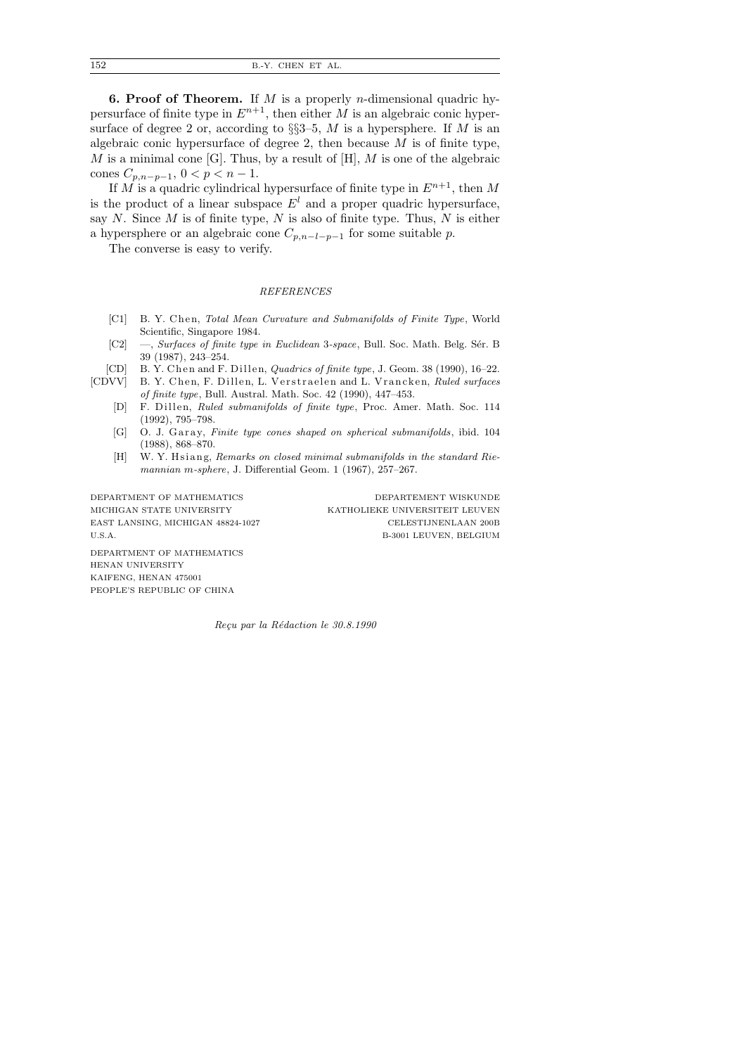**6. Proof of Theorem.** If $M$ is a properly $n$-dimensional quadric hypersurface of finite type in $E^{n+1}$, then either $M$ is an algebraic conic hypersurface of degree 2 or, according to §§3–5, $M$ is a hypersphere. If $M$ is an algebraic conic hypersurface of degree 2, then because $M$ is of finite type, $M$ is a minimal cone [G]. Thus, by a result of [H], $M$ is one of the algebraic cones $C_{p,n-p-1}$, $0 < p < n-1$.

If $M$ is a quadric cylindrical hypersurface of finite type in $E^{n+1}$, then $M$ is the product of a linear subspace $E^l$ and a proper quadric hypersurface, say $N$. Since $M$ is of finite type, $N$ is also of finite type. Thus, $N$ is either a hypersphere or an algebraic cone $C_{p,n-l-p-1}$ for some suitable $p$.

The converse is easy to verify.

## *REFERENCES*

- [C1] B. Y. Chen, *Total Mean Curvature and Submanifolds of Finite Type*, World Scientific, Singapore 1984.
- [C2] —, *Surfaces of finite type in Euclidean 3-space*, Bull. Soc. Math. Belg. Sér. B 39 (1987), 243–254.
- [CD] B. Y. Chen and F. Dillen, *Quadrics of finite type*, J. Geom. 38 (1990), 16–22.
- [CDVV] B. Y. Chen, F. Dillen, L. Verstraelen and L. Vrancken, *Ruled surfaces of finite type*, Bull. Austral. Math. Soc. 42 (1990), 447–453.
- [D] F. Dillen, *Ruled submanifolds of finite type*, Proc. Amer. Math. Soc. 114 (1992), 795–798.
- [G] O. J. Garay, *Finite type cones shaped on spherical submanifolds*, ibid. 104 (1988), 868–870.
- [H] W. Y. Hsiang, *Remarks on closed minimal submanifolds in the standard Riemannian m-sphere*, J. Differential Geom. 1 (1967), 257–267.

DEPARTMENT OF MATHEMATICS
MICHIGAN STATE UNIVERSITY
EAST LANSING, MICHIGAN 48824-1027
U.S.A.

DEPARTEMENT WISKUNDE
KATHOLIEKE UNIVERSITEIT LEUVEN
CELESTIJNENLAAN 200B
B-3001 LEUVEN, BELGIUM

DEPARTMENT OF MATHEMATICS
HENAN UNIVERSITY
KAIFENG, HENAN 475001
PEOPLE'S REPUBLIC OF CHINA

*Reçu par la Rédaction le 30.8.1990*